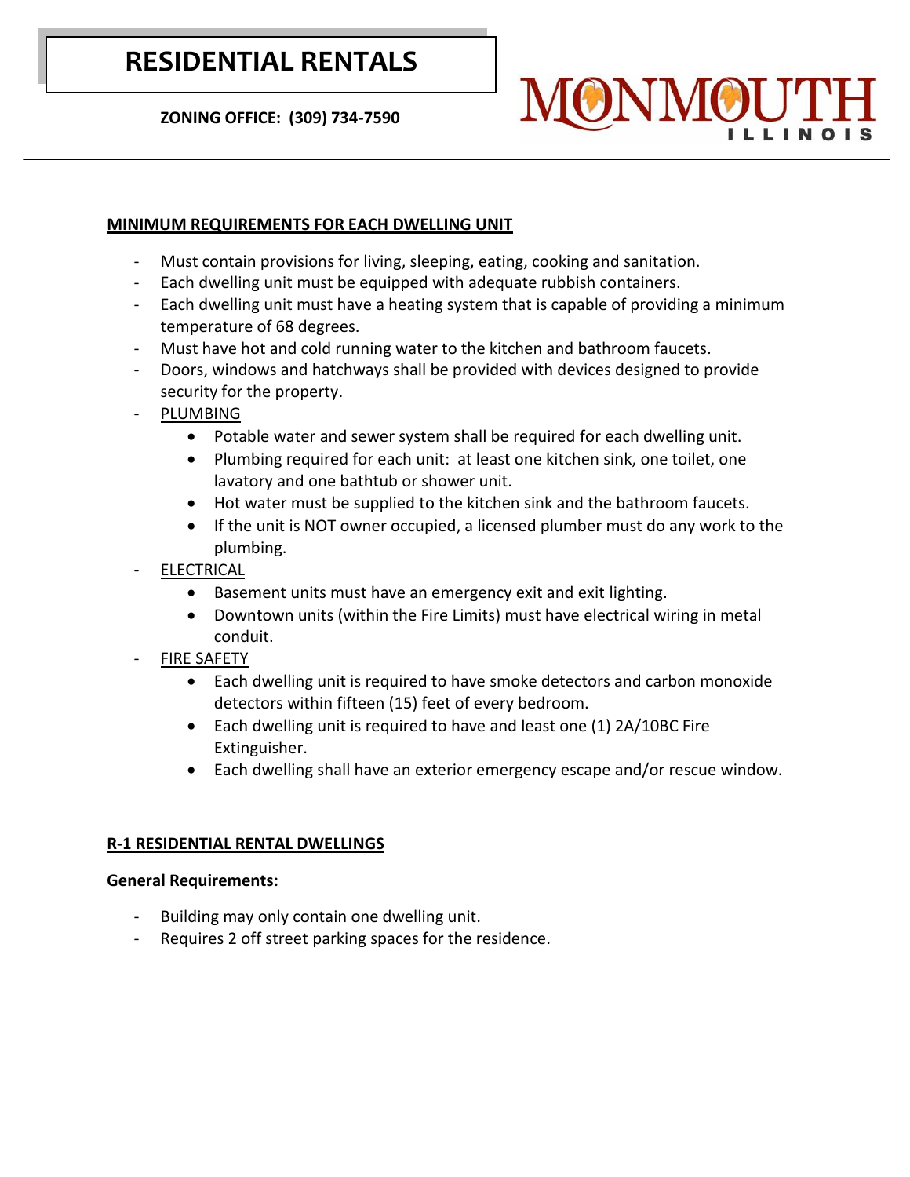# RESIDENTIAL RENTALS

**ZONING OFFICE: (309) 734-7590**

MONMOUTH ILLINOIS

## MINIMUM REQUIREMENTS FOR EACH DWELLING UNIT

- Must contain provisions for living, sleeping, eating, cooking and sanitation.
- Each dwelling unit must be equipped with adequate rubbish containers.
- Each dwelling unit must have a heating system that is capable of providing a minimum temperature of 68 degrees.
- Must have hot and cold running water to the kitchen and bathroom faucets.
- Doors, windows and hatchways shall be provided with devices designed to provide security for the property.
- PLUMBING
  - Potable water and sewer system shall be required for each dwelling unit.
  - Plumbing required for each unit: at least one kitchen sink, one toilet, one lavatory and one bathtub or shower unit.
  - Hot water must be supplied to the kitchen sink and the bathroom faucets.
  - If the unit is NOT owner occupied, a licensed plumber must do any work to the plumbing.
- ELECTRICAL
  - Basement units must have an emergency exit and exit lighting.
  - Downtown units (within the Fire Limits) must have electrical wiring in metal conduit.
- FIRE SAFETY
  - Each dwelling unit is required to have smoke detectors and carbon monoxide detectors within fifteen (15) feet of every bedroom.
  - Each dwelling unit is required to have and least one (1) 2A/10BC Fire Extinguisher.
  - Each dwelling shall have an exterior emergency escape and/or rescue window.

## R-1 RESIDENTIAL RENTAL DWELLINGS

**General Requirements:**

- Building may only contain one dwelling unit.
- Requires 2 off street parking spaces for the residence.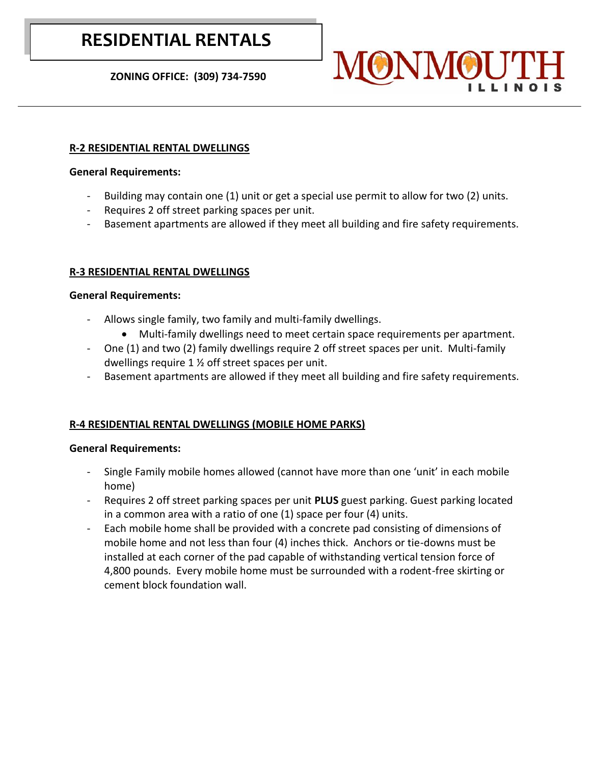# RESIDENTIAL RENTALS

**ZONING OFFICE: (309) 734-7590**

MONMOUTH ILLINOIS

---

## R-2 RESIDENTIAL RENTAL DWELLINGS

**General Requirements:**

- Building may contain one (1) unit or get a special use permit to allow for two (2) units.
- Requires 2 off street parking spaces per unit.
- Basement apartments are allowed if they meet all building and fire safety requirements.

## R-3 RESIDENTIAL RENTAL DWELLINGS

**General Requirements:**

- Allows single family, two family and multi-family dwellings.
    - Multi-family dwellings need to meet certain space requirements per apartment.
- One (1) and two (2) family dwellings require 2 off street spaces per unit. Multi-family dwellings require 1 ½ off street spaces per unit.
- Basement apartments are allowed if they meet all building and fire safety requirements.

## R-4 RESIDENTIAL RENTAL DWELLINGS (MOBILE HOME PARKS)

**General Requirements:**

- Single Family mobile homes allowed (cannot have more than one 'unit' in each mobile home)
- Requires 2 off street parking spaces per unit **PLUS** guest parking. Guest parking located in a common area with a ratio of one (1) space per four (4) units.
- Each mobile home shall be provided with a concrete pad consisting of dimensions of mobile home and not less than four (4) inches thick. Anchors or tie-downs must be installed at each corner of the pad capable of withstanding vertical tension force of 4,800 pounds. Every mobile home must be surrounded with a rodent-free skirting or cement block foundation wall.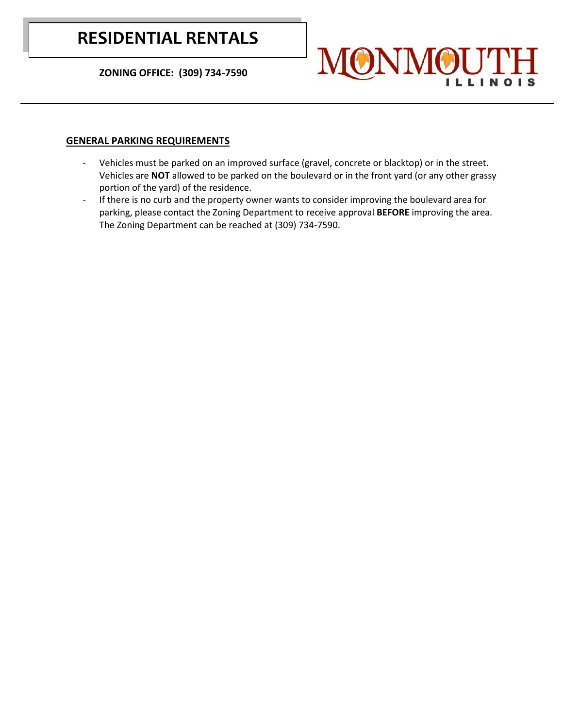# RESIDENTIAL RENTALS

**ZONING OFFICE: (309) 734-7590**

MONMOUTH ILLINOIS

---

## GENERAL PARKING REQUIREMENTS

- Vehicles must be parked on an improved surface (gravel, concrete or blacktop) or in the street. Vehicles are **NOT** allowed to be parked on the boulevard or in the front yard (or any other grassy portion of the yard) of the residence.
- If there is no curb and the property owner wants to consider improving the boulevard area for parking, please contact the Zoning Department to receive approval **BEFORE** improving the area. The Zoning Department can be reached at (309) 734-7590.